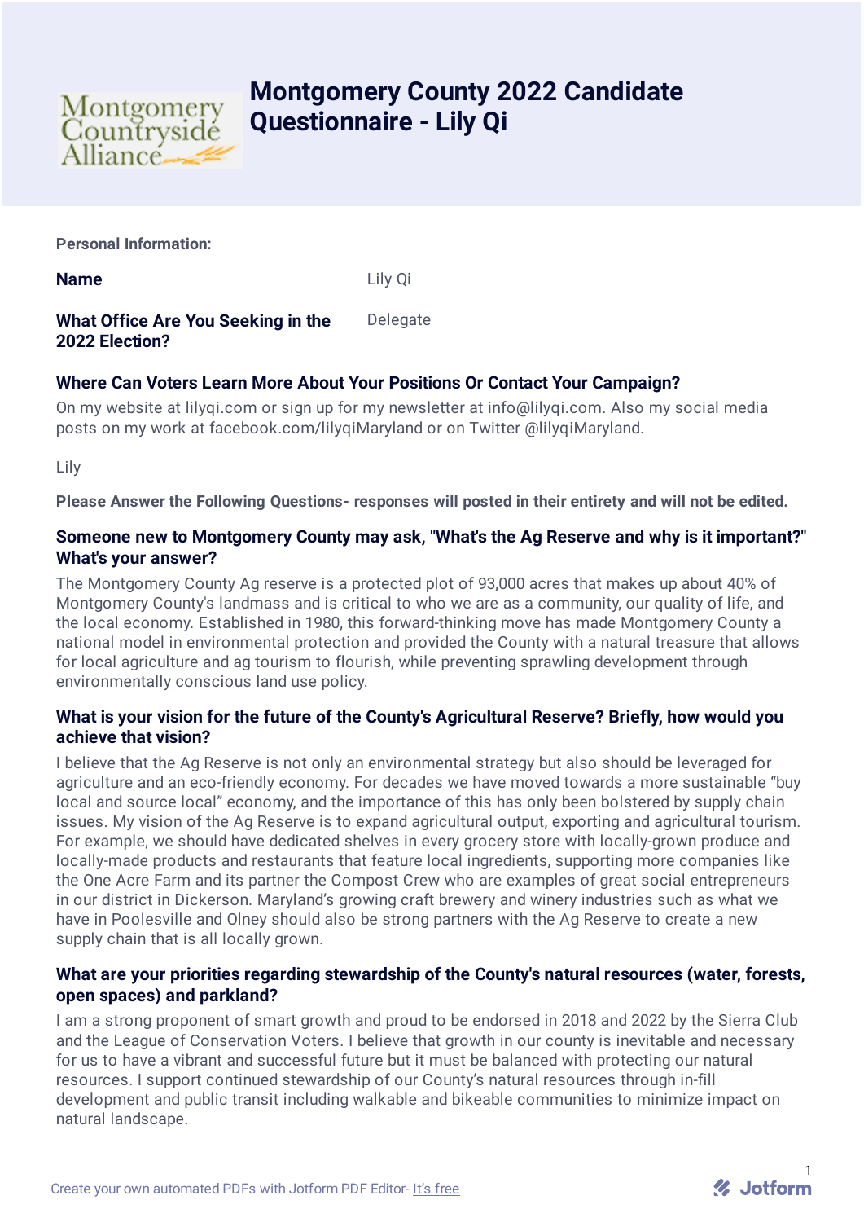# Montgomery County 2022 Candidate Questionnaire - Lily Qi

**Personal Information:**

| | |
|---|---|
| **Name** | Lily Qi |
| **What Office Are You Seeking in the 2022 Election?** | Delegate |

**Where Can Voters Learn More About Your Positions Or Contact Your Campaign?**

On my website at lilyqi.com or sign up for my newsletter at info@lilyqi.com. Also my social media posts on my work at facebook.com/lilyqiMaryland or on Twitter @lilyqiMaryland.

Lily

**Please Answer the Following Questions- responses will posted in their entirety and will not be edited.**

**Someone new to Montgomery County may ask, "What's the Ag Reserve and why is it important?" What's your answer?**

The Montgomery County Ag reserve is a protected plot of 93,000 acres that makes up about 40% of Montgomery County's landmass and is critical to who we are as a community, our quality of life, and the local economy. Established in 1980, this forward-thinking move has made Montgomery County a national model in environmental protection and provided the County with a natural treasure that allows for local agriculture and ag tourism to flourish, while preventing sprawling development through environmentally conscious land use policy.

**What is your vision for the future of the County's Agricultural Reserve? Briefly, how would you achieve that vision?**

I believe that the Ag Reserve is not only an environmental strategy but also should be leveraged for agriculture and an eco-friendly economy. For decades we have moved towards a more sustainable "buy local and source local" economy, and the importance of this has only been bolstered by supply chain issues. My vision of the Ag Reserve is to expand agricultural output, exporting and agricultural tourism. For example, we should have dedicated shelves in every grocery store with locally-grown produce and locally-made products and restaurants that feature local ingredients, supporting more companies like the One Acre Farm and its partner the Compost Crew who are examples of great social entrepreneurs in our district in Dickerson. Maryland's growing craft brewery and winery industries such as what we have in Poolesville and Olney should also be strong partners with the Ag Reserve to create a new supply chain that is all locally grown.

**What are your priorities regarding stewardship of the County's natural resources (water, forests, open spaces) and parkland?**

I am a strong proponent of smart growth and proud to be endorsed in 2018 and 2022 by the Sierra Club and the League of Conservation Voters. I believe that growth in our county is inevitable and necessary for us to have a vibrant and successful future but it must be balanced with protecting our natural resources. I support continued stewardship of our County's natural resources through in-fill development and public transit including walkable and bikeable communities to minimize impact on natural landscape.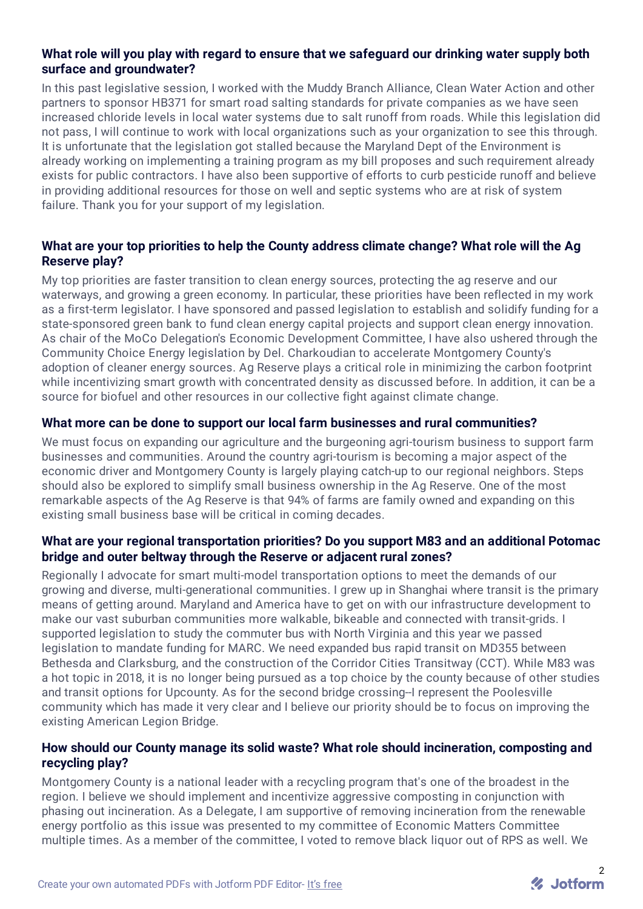**What role will you play with regard to ensure that we safeguard our drinking water supply both surface and groundwater?**

In this past legislative session, I worked with the Muddy Branch Alliance, Clean Water Action and other partners to sponsor HB371 for smart road salting standards for private companies as we have seen increased chloride levels in local water systems due to salt runoff from roads. While this legislation did not pass, I will continue to work with local organizations such as your organization to see this through. It is unfortunate that the legislation got stalled because the Maryland Dept of the Environment is already working on implementing a training program as my bill proposes and such requirement already exists for public contractors. I have also been supportive of efforts to curb pesticide runoff and believe in providing additional resources for those on well and septic systems who are at risk of system failure. Thank you for your support of my legislation.

**What are your top priorities to help the County address climate change? What role will the Ag Reserve play?**

My top priorities are faster transition to clean energy sources, protecting the ag reserve and our waterways, and growing a green economy. In particular, these priorities have been reflected in my work as a first-term legislator. I have sponsored and passed legislation to establish and solidify funding for a state-sponsored green bank to fund clean energy capital projects and support clean energy innovation. As chair of the MoCo Delegation's Economic Development Committee, I have also ushered through the Community Choice Energy legislation by Del. Charkoudian to accelerate Montgomery County's adoption of cleaner energy sources. Ag Reserve plays a critical role in minimizing the carbon footprint while incentivizing smart growth with concentrated density as discussed before. In addition, it can be a source for biofuel and other resources in our collective fight against climate change.

**What more can be done to support our local farm businesses and rural communities?**

We must focus on expanding our agriculture and the burgeoning agri-tourism business to support farm businesses and communities. Around the country agri-tourism is becoming a major aspect of the economic driver and Montgomery County is largely playing catch-up to our regional neighbors. Steps should also be explored to simplify small business ownership in the Ag Reserve. One of the most remarkable aspects of the Ag Reserve is that 94% of farms are family owned and expanding on this existing small business base will be critical in coming decades.

**What are your regional transportation priorities? Do you support M83 and an additional Potomac bridge and outer beltway through the Reserve or adjacent rural zones?**

Regionally I advocate for smart multi-model transportation options to meet the demands of our growing and diverse, multi-generational communities. I grew up in Shanghai where transit is the primary means of getting around. Maryland and America have to get on with our infrastructure development to make our vast suburban communities more walkable, bikeable and connected with transit-grids. I supported legislation to study the commuter bus with North Virginia and this year we passed legislation to mandate funding for MARC. We need expanded bus rapid transit on MD355 between Bethesda and Clarksburg, and the construction of the Corridor Cities Transitway (CCT). While M83 was a hot topic in 2018, it is no longer being pursued as a top choice by the county because of other studies and transit options for Upcounty. As for the second bridge crossing--I represent the Poolesville community which has made it very clear and I believe our priority should be to focus on improving the existing American Legion Bridge.

**How should our County manage its solid waste? What role should incineration, composting and recycling play?**

Montgomery County is a national leader with a recycling program that's one of the broadest in the region. I believe we should implement and incentivize aggressive composting in conjunction with phasing out incineration. As a Delegate, I am supportive of removing incineration from the renewable energy portfolio as this issue was presented to my committee of Economic Matters Committee multiple times. As a member of the committee, I voted to remove black liquor out of RPS as well. We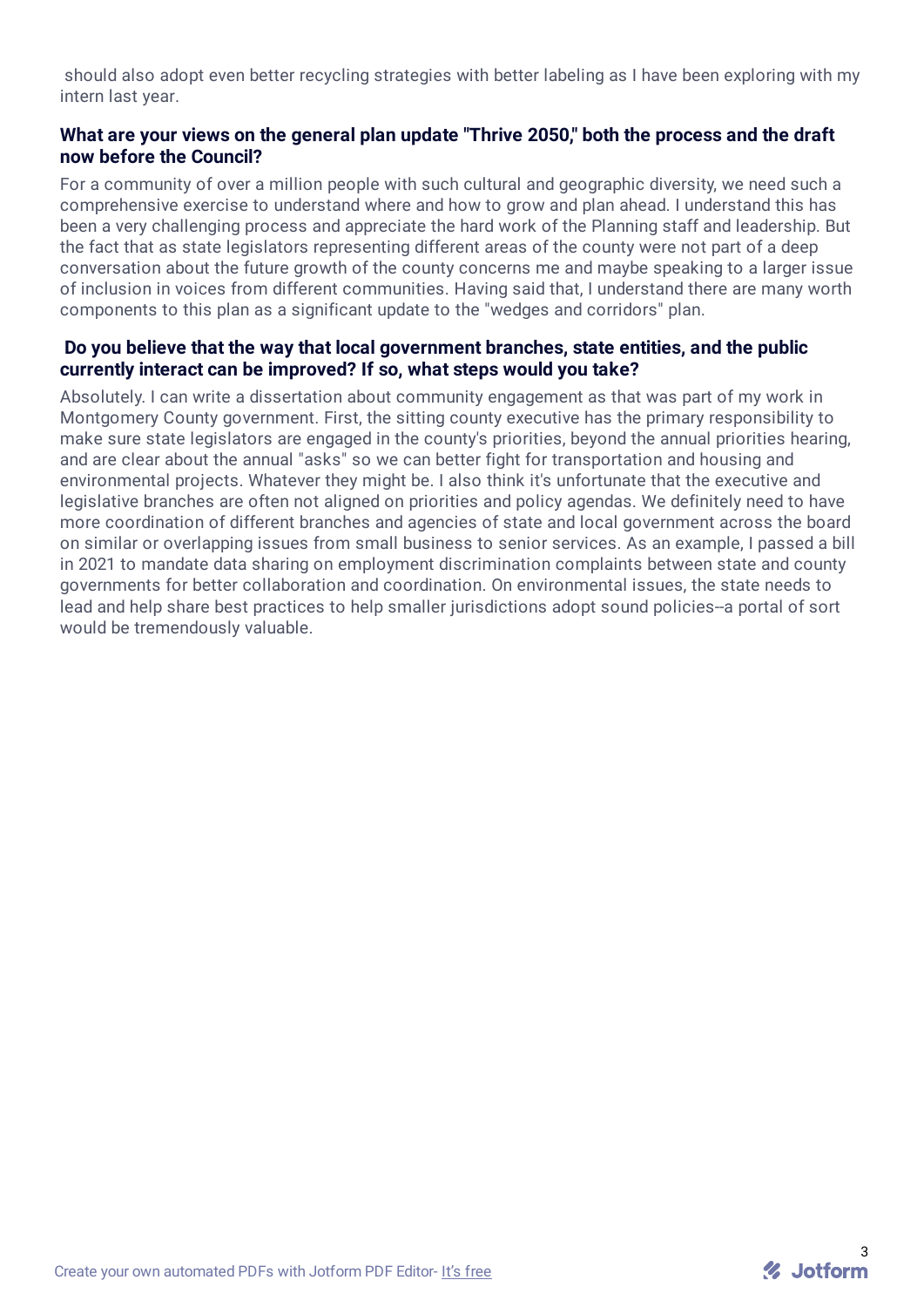should also adopt even better recycling strategies with better labeling as I have been exploring with my intern last year.

**What are your views on the general plan update "Thrive 2050," both the process and the draft now before the Council?**

For a community of over a million people with such cultural and geographic diversity, we need such a comprehensive exercise to understand where and how to grow and plan ahead. I understand this has been a very challenging process and appreciate the hard work of the Planning staff and leadership. But the fact that as state legislators representing different areas of the county were not part of a deep conversation about the future growth of the county concerns me and maybe speaking to a larger issue of inclusion in voices from different communities. Having said that, I understand there are many worth components to this plan as a significant update to the "wedges and corridors" plan.

**Do you believe that the way that local government branches, state entities, and the public currently interact can be improved? If so, what steps would you take?**

Absolutely. I can write a dissertation about community engagement as that was part of my work in Montgomery County government. First, the sitting county executive has the primary responsibility to make sure state legislators are engaged in the county's priorities, beyond the annual priorities hearing, and are clear about the annual "asks" so we can better fight for transportation and housing and environmental projects. Whatever they might be. I also think it's unfortunate that the executive and legislative branches are often not aligned on priorities and policy agendas. We definitely need to have more coordination of different branches and agencies of state and local government across the board on similar or overlapping issues from small business to senior services. As an example, I passed a bill in 2021 to mandate data sharing on employment discrimination complaints between state and county governments for better collaboration and coordination. On environmental issues, the state needs to lead and help share best practices to help smaller jurisdictions adopt sound policies--a portal of sort would be tremendously valuable.